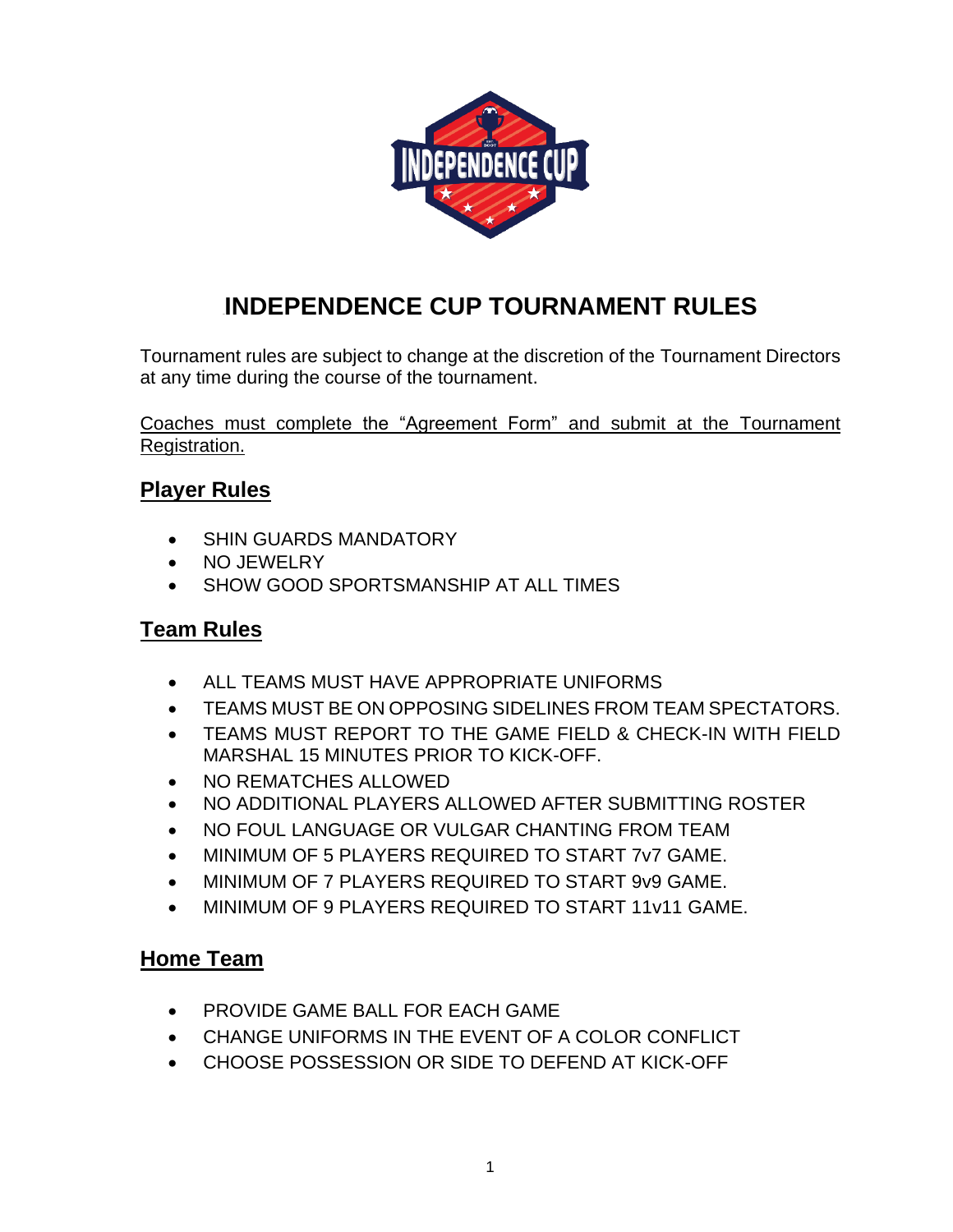# INDEPENDENCE CUP TOURNAMENT RULES

Tournament rules are subject to change at the discretion of the Tournament Directors at any time during the course of the tournament.

<u>Coaches must complete the "Agreement Form" and submit at the Tournament Registration.</u>

## Player Rules

- SHIN GUARDS MANDATORY
- NO JEWELRY
- SHOW GOOD SPORTSMANSHIP AT ALL TIMES

## Team Rules

- ALL TEAMS MUST HAVE APPROPRIATE UNIFORMS
- TEAMS MUST BE ON OPPOSING SIDELINES FROM TEAM SPECTATORS.
- TEAMS MUST REPORT TO THE GAME FIELD & CHECK-IN WITH FIELD MARSHAL 15 MINUTES PRIOR TO KICK-OFF.
- NO REMATCHES ALLOWED
- NO ADDITIONAL PLAYERS ALLOWED AFTER SUBMITTING ROSTER
- NO FOUL LANGUAGE OR VULGAR CHANTING FROM TEAM
- MINIMUM OF 5 PLAYERS REQUIRED TO START 7v7 GAME.
- MINIMUM OF 7 PLAYERS REQUIRED TO START 9v9 GAME.
- MINIMUM OF 9 PLAYERS REQUIRED TO START 11v11 GAME.

## Home Team

- PROVIDE GAME BALL FOR EACH GAME
- CHANGE UNIFORMS IN THE EVENT OF A COLOR CONFLICT
- CHOOSE POSSESSION OR SIDE TO DEFEND AT KICK-OFF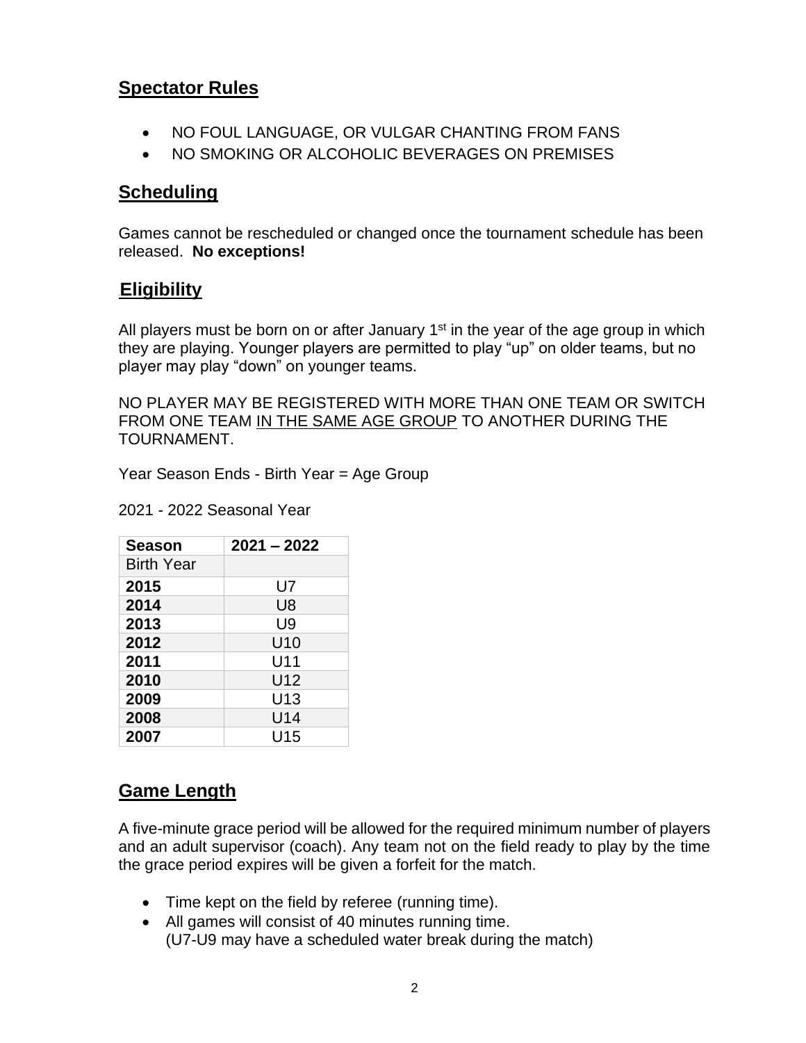## Spectator Rules

- NO FOUL LANGUAGE, OR VULGAR CHANTING FROM FANS
- NO SMOKING OR ALCOHOLIC BEVERAGES ON PREMISES

## Scheduling

Games cannot be rescheduled or changed once the tournament schedule has been released. **No exceptions!**

## Eligibility

All players must be born on or after January 1st in the year of the age group in which they are playing. Younger players are permitted to play "up" on older teams, but no player may play "down" on younger teams.

NO PLAYER MAY BE REGISTERED WITH MORE THAN ONE TEAM OR SWITCH FROM ONE TEAM <u>IN THE SAME AGE GROUP</u> TO ANOTHER DURING THE TOURNAMENT.

Year Season Ends - Birth Year = Age Group

2021 - 2022 Seasonal Year

| **Season** | **2021 – 2022** |
|---|---|
| Birth Year | |
| **2015** | U7 |
| **2014** | U8 |
| **2013** | U9 |
| **2012** | U10 |
| **2011** | U11 |
| **2010** | U12 |
| **2009** | U13 |
| **2008** | U14 |
| **2007** | U15 |

## Game Length

A five-minute grace period will be allowed for the required minimum number of players and an adult supervisor (coach). Any team not on the field ready to play by the time the grace period expires will be given a forfeit for the match.

- Time kept on the field by referee (running time).
- All games will consist of 40 minutes running time.
  (U7-U9 may have a scheduled water break during the match)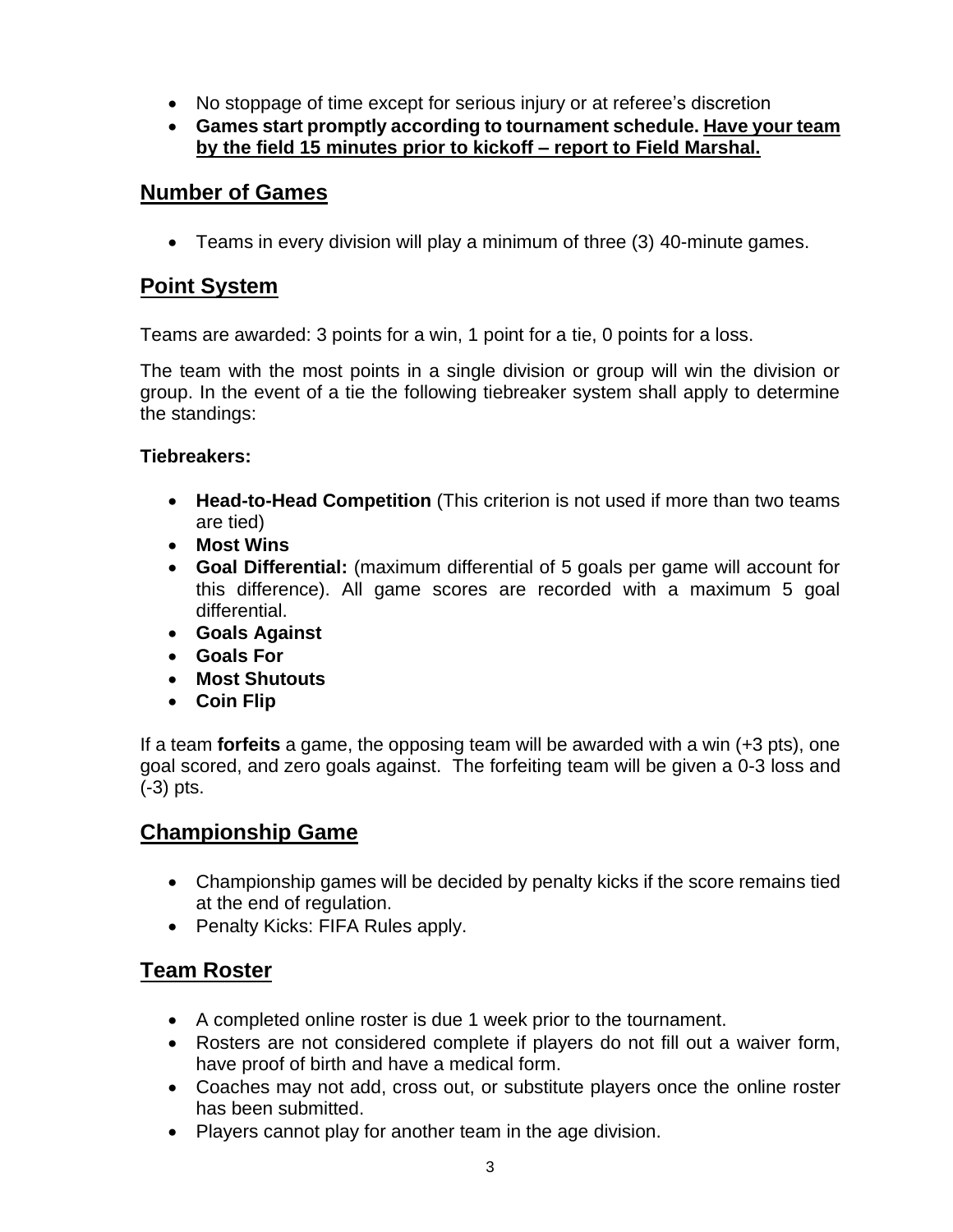- No stoppage of time except for serious injury or at referee's discretion
- **Games start promptly according to tournament schedule. <u>Have your team by the field 15 minutes prior to kickoff – report to Field Marshal.</u>**

## Number of Games

- Teams in every division will play a minimum of three (3) 40-minute games.

## Point System

Teams are awarded: 3 points for a win, 1 point for a tie, 0 points for a loss.

The team with the most points in a single division or group will win the division or group. In the event of a tie the following tiebreaker system shall apply to determine the standings:

**Tiebreakers:**

- **Head-to-Head Competition** (This criterion is not used if more than two teams are tied)
- **Most Wins**
- **Goal Differential:** (maximum differential of 5 goals per game will account for this difference). All game scores are recorded with a maximum 5 goal differential.
- **Goals Against**
- **Goals For**
- **Most Shutouts**
- **Coin Flip**

If a team **forfeits** a game, the opposing team will be awarded with a win (+3 pts), one goal scored, and zero goals against. The forfeiting team will be given a 0-3 loss and (-3) pts.

## Championship Game

- Championship games will be decided by penalty kicks if the score remains tied at the end of regulation.
- Penalty Kicks: FIFA Rules apply.

## Team Roster

- A completed online roster is due 1 week prior to the tournament.
- Rosters are not considered complete if players do not fill out a waiver form, have proof of birth and have a medical form.
- Coaches may not add, cross out, or substitute players once the online roster has been submitted.
- Players cannot play for another team in the age division.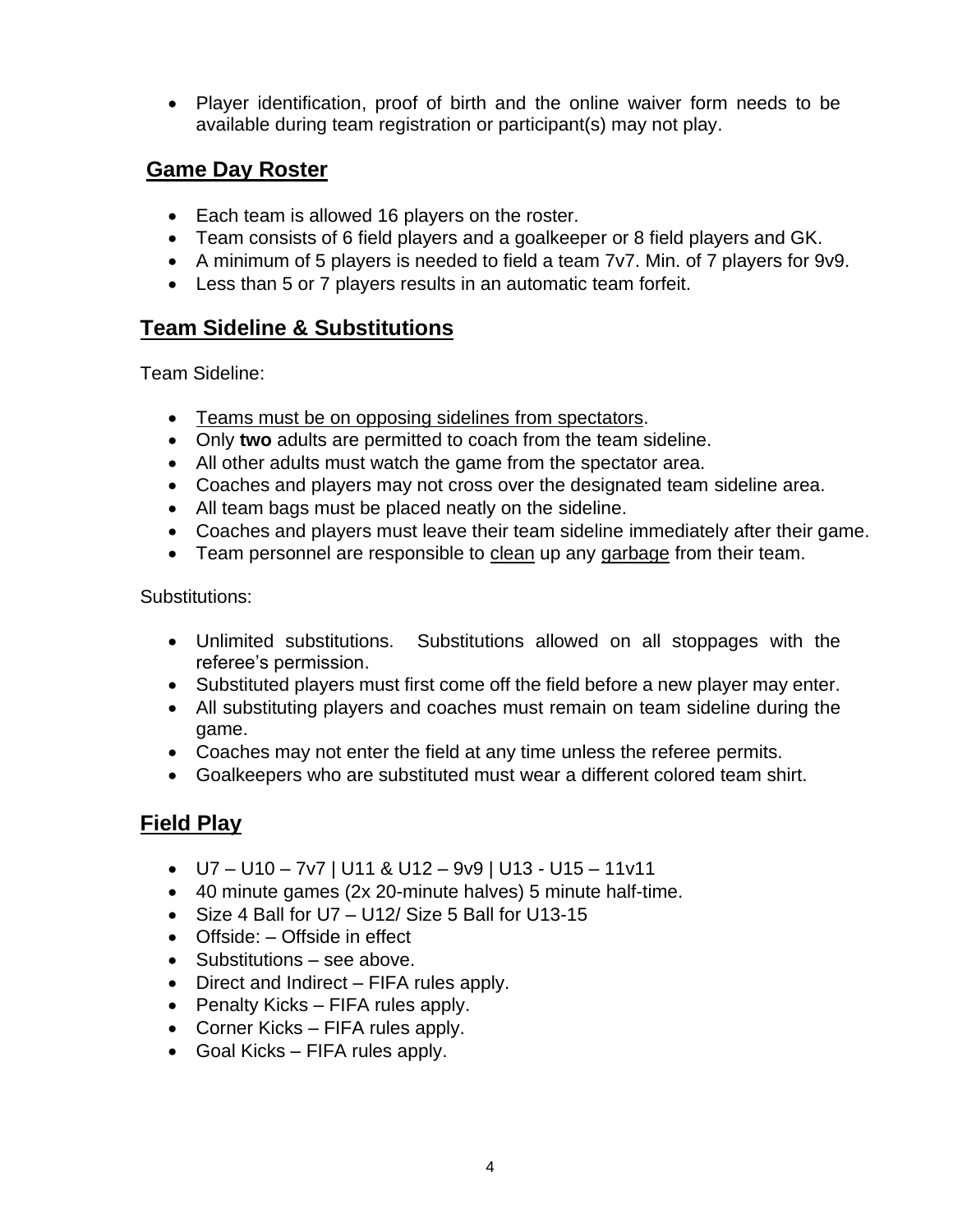- Player identification, proof of birth and the online waiver form needs to be available during team registration or participant(s) may not play.

## Game Day Roster

- Each team is allowed 16 players on the roster.
- Team consists of 6 field players and a goalkeeper or 8 field players and GK.
- A minimum of 5 players is needed to field a team 7v7. Min. of 7 players for 9v9.
- Less than 5 or 7 players results in an automatic team forfeit.

## Team Sideline & Substitutions

Team Sideline:

- Teams must be on opposing sidelines from spectators.
- Only **two** adults are permitted to coach from the team sideline.
- All other adults must watch the game from the spectator area.
- Coaches and players may not cross over the designated team sideline area.
- All team bags must be placed neatly on the sideline.
- Coaches and players must leave their team sideline immediately after their game.
- Team personnel are responsible to clean up any garbage from their team.

Substitutions:

- Unlimited substitutions. Substitutions allowed on all stoppages with the referee's permission.
- Substituted players must first come off the field before a new player may enter.
- All substituting players and coaches must remain on team sideline during the game.
- Coaches may not enter the field at any time unless the referee permits.
- Goalkeepers who are substituted must wear a different colored team shirt.

## Field Play

- U7 – U10 – 7v7 | U11 & U12 – 9v9 | U13 - U15 – 11v11
- 40 minute games (2x 20-minute halves) 5 minute half-time.
- Size 4 Ball for U7 – U12/ Size 5 Ball for U13-15
- Offside: – Offside in effect
- Substitutions – see above.
- Direct and Indirect – FIFA rules apply.
- Penalty Kicks – FIFA rules apply.
- Corner Kicks – FIFA rules apply.
- Goal Kicks – FIFA rules apply.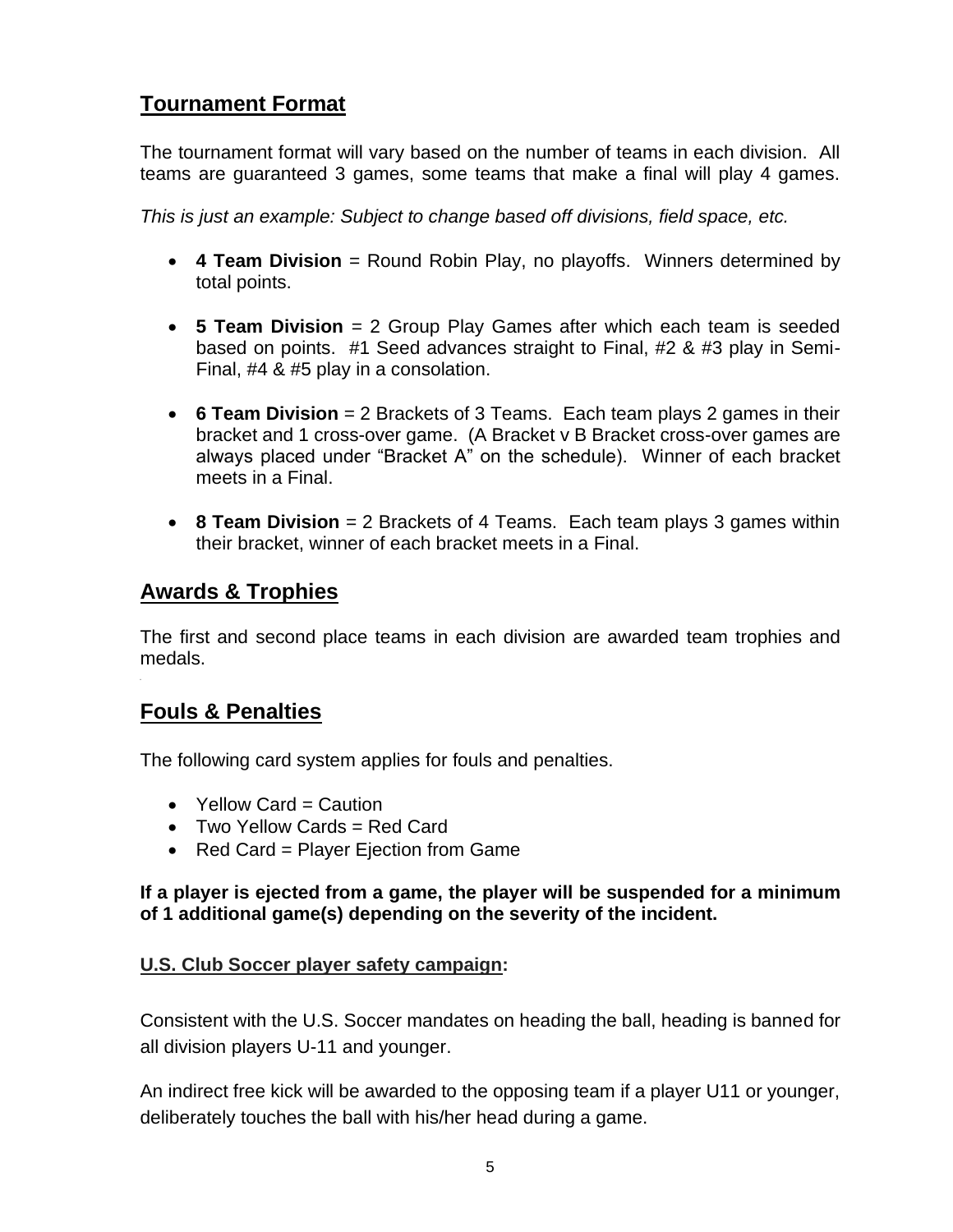## Tournament Format

The tournament format will vary based on the number of teams in each division. All teams are guaranteed 3 games, some teams that make a final will play 4 games.

*This is just an example: Subject to change based off divisions, field space, etc.*

- **4 Team Division** = Round Robin Play, no playoffs. Winners determined by total points.
- **5 Team Division** = 2 Group Play Games after which each team is seeded based on points. #1 Seed advances straight to Final, #2 & #3 play in Semi-Final, #4 & #5 play in a consolation.
- **6 Team Division** = 2 Brackets of 3 Teams. Each team plays 2 games in their bracket and 1 cross-over game. (A Bracket v B Bracket cross-over games are always placed under "Bracket A" on the schedule). Winner of each bracket meets in a Final.
- **8 Team Division** = 2 Brackets of 4 Teams. Each team plays 3 games within their bracket, winner of each bracket meets in a Final.

## Awards & Trophies

The first and second place teams in each division are awarded team trophies and medals.

## Fouls & Penalties

The following card system applies for fouls and penalties.

- Yellow Card = Caution
- Two Yellow Cards = Red Card
- Red Card = Player Ejection from Game

**If a player is ejected from a game, the player will be suspended for a minimum of 1 additional game(s) depending on the severity of the incident.**

**U.S. Club Soccer player safety campaign:**

Consistent with the U.S. Soccer mandates on heading the ball, heading is banned for all division players U-11 and younger.

An indirect free kick will be awarded to the opposing team if a player U11 or younger, deliberately touches the ball with his/her head during a game.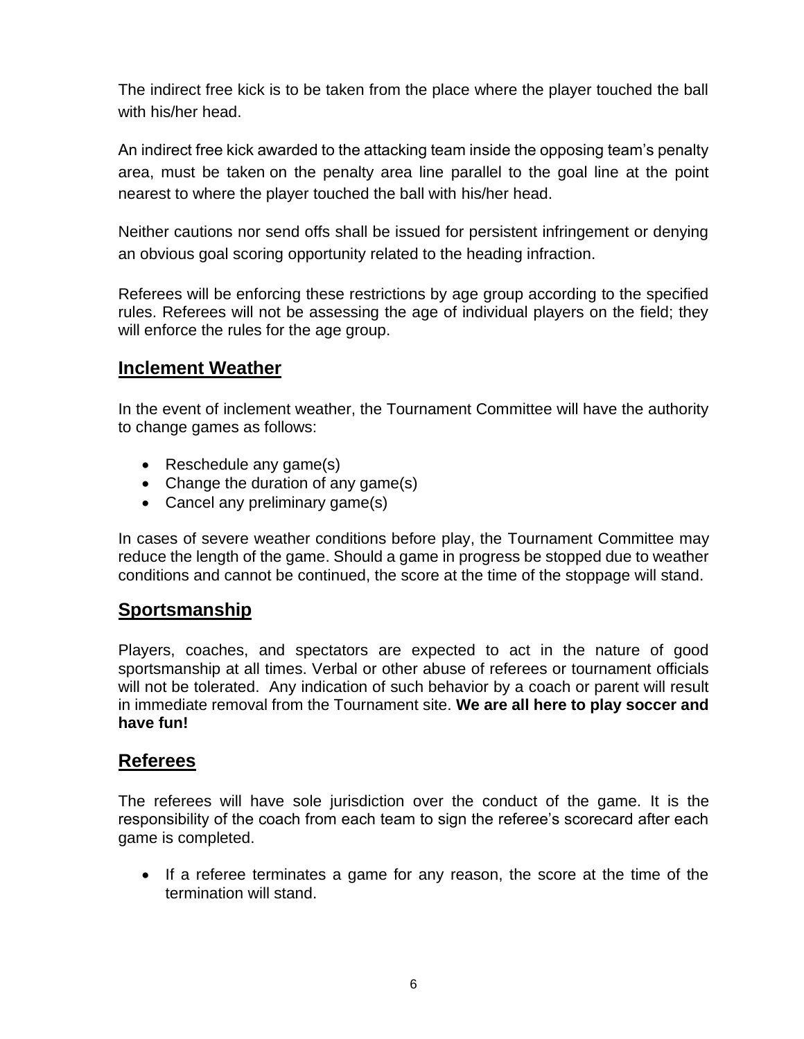The indirect free kick is to be taken from the place where the player touched the ball with his/her head.

An indirect free kick awarded to the attacking team inside the opposing team's penalty area, must be taken on the penalty area line parallel to the goal line at the point nearest to where the player touched the ball with his/her head.

Neither cautions nor send offs shall be issued for persistent infringement or denying an obvious goal scoring opportunity related to the heading infraction.

Referees will be enforcing these restrictions by age group according to the specified rules. Referees will not be assessing the age of individual players on the field; they will enforce the rules for the age group.

## Inclement Weather

In the event of inclement weather, the Tournament Committee will have the authority to change games as follows:

- Reschedule any game(s)
- Change the duration of any game(s)
- Cancel any preliminary game(s)

In cases of severe weather conditions before play, the Tournament Committee may reduce the length of the game. Should a game in progress be stopped due to weather conditions and cannot be continued, the score at the time of the stoppage will stand.

## Sportsmanship

Players, coaches, and spectators are expected to act in the nature of good sportsmanship at all times. Verbal or other abuse of referees or tournament officials will not be tolerated. Any indication of such behavior by a coach or parent will result in immediate removal from the Tournament site. **We are all here to play soccer and have fun!**

## Referees

The referees will have sole jurisdiction over the conduct of the game. It is the responsibility of the coach from each team to sign the referee's scorecard after each game is completed.

- If a referee terminates a game for any reason, the score at the time of the termination will stand.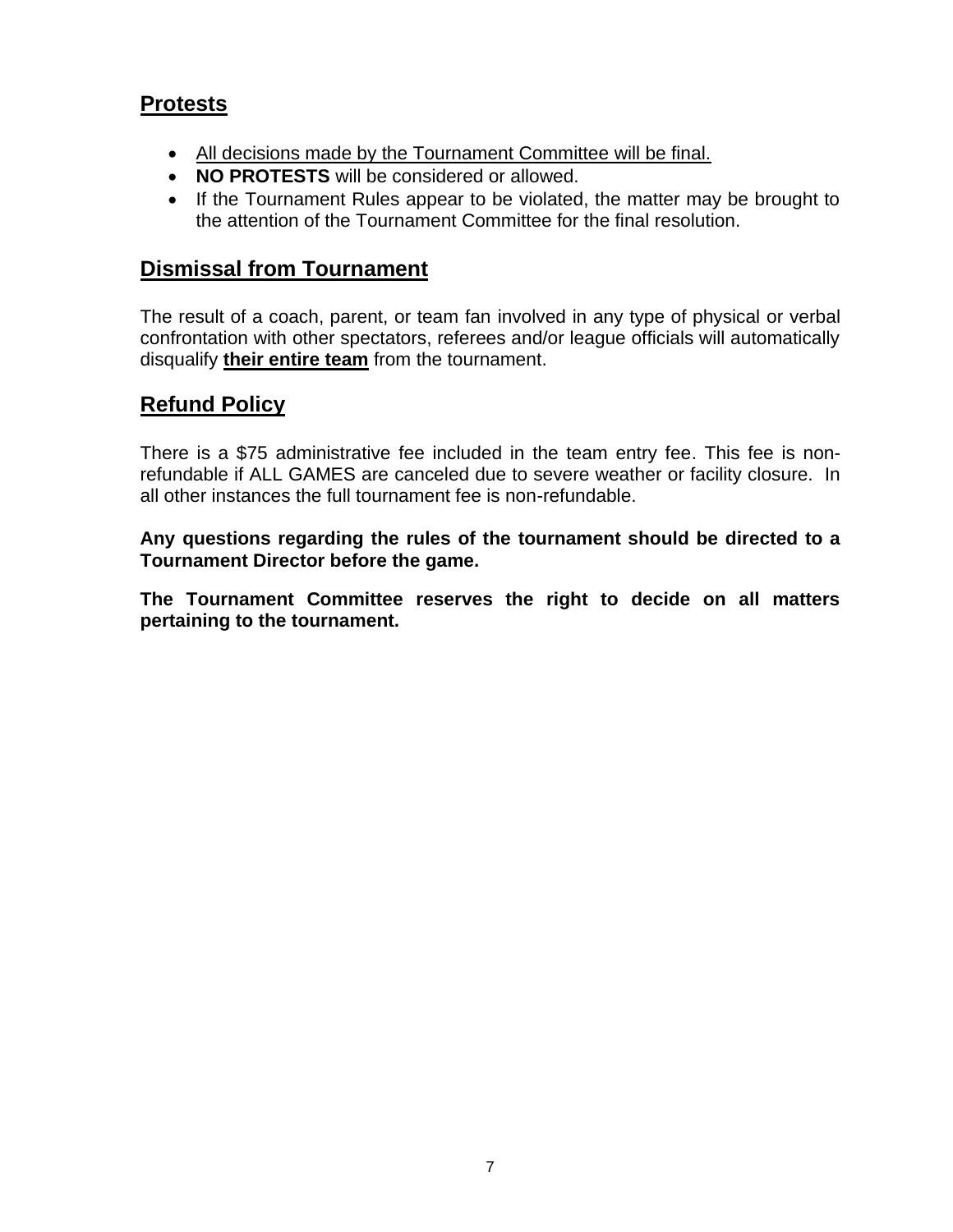## Protests

- All decisions made by the Tournament Committee will be final.
- **NO PROTESTS** will be considered or allowed.
- If the Tournament Rules appear to be violated, the matter may be brought to the attention of the Tournament Committee for the final resolution.

## Dismissal from Tournament

The result of a coach, parent, or team fan involved in any type of physical or verbal confrontation with other spectators, referees and/or league officials will automatically disqualify **their entire team** from the tournament.

## Refund Policy

There is a $75 administrative fee included in the team entry fee. This fee is non-refundable if ALL GAMES are canceled due to severe weather or facility closure. In all other instances the full tournament fee is non-refundable.

**Any questions regarding the rules of the tournament should be directed to a Tournament Director before the game.**

**The Tournament Committee reserves the right to decide on all matters pertaining to the tournament.**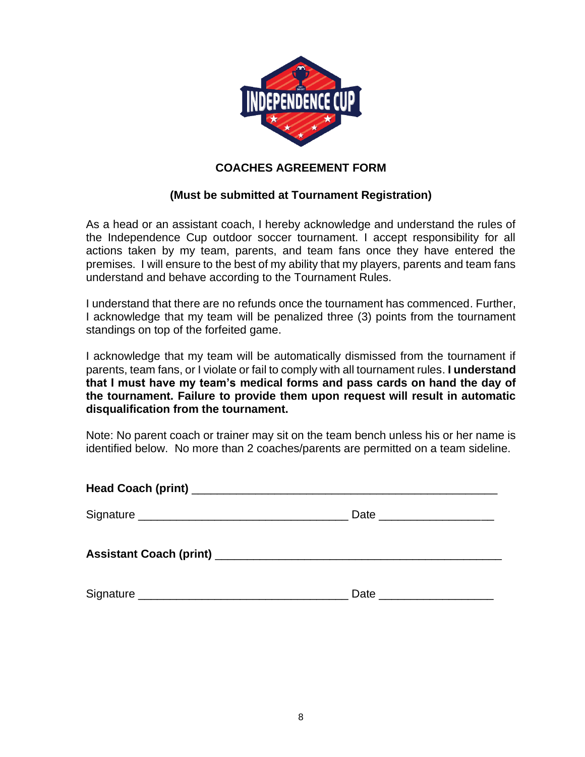# COACHES AGREEMENT FORM

**(Must be submitted at Tournament Registration)**

As a head or an assistant coach, I hereby acknowledge and understand the rules of the Independence Cup outdoor soccer tournament. I accept responsibility for all actions taken by my team, parents, and team fans once they have entered the premises. I will ensure to the best of my ability that my players, parents and team fans understand and behave according to the Tournament Rules.

I understand that there are no refunds once the tournament has commenced. Further, I acknowledge that my team will be penalized three (3) points from the tournament standings on top of the forfeited game.

I acknowledge that my team will be automatically dismissed from the tournament if parents, team fans, or I violate or fail to comply with all tournament rules. **I understand that I must have my team's medical forms and pass cards on hand the day of the tournament. Failure to provide them upon request will result in automatic disqualification from the tournament.**

Note: No parent coach or trainer may sit on the team bench unless his or her name is identified below. No more than 2 coaches/parents are permitted on a team sideline.

**Head Coach (print)** ______________________________________________

Signature ________________________________ Date _________________

**Assistant Coach (print)** ___________________________________________

Signature ________________________________ Date _________________